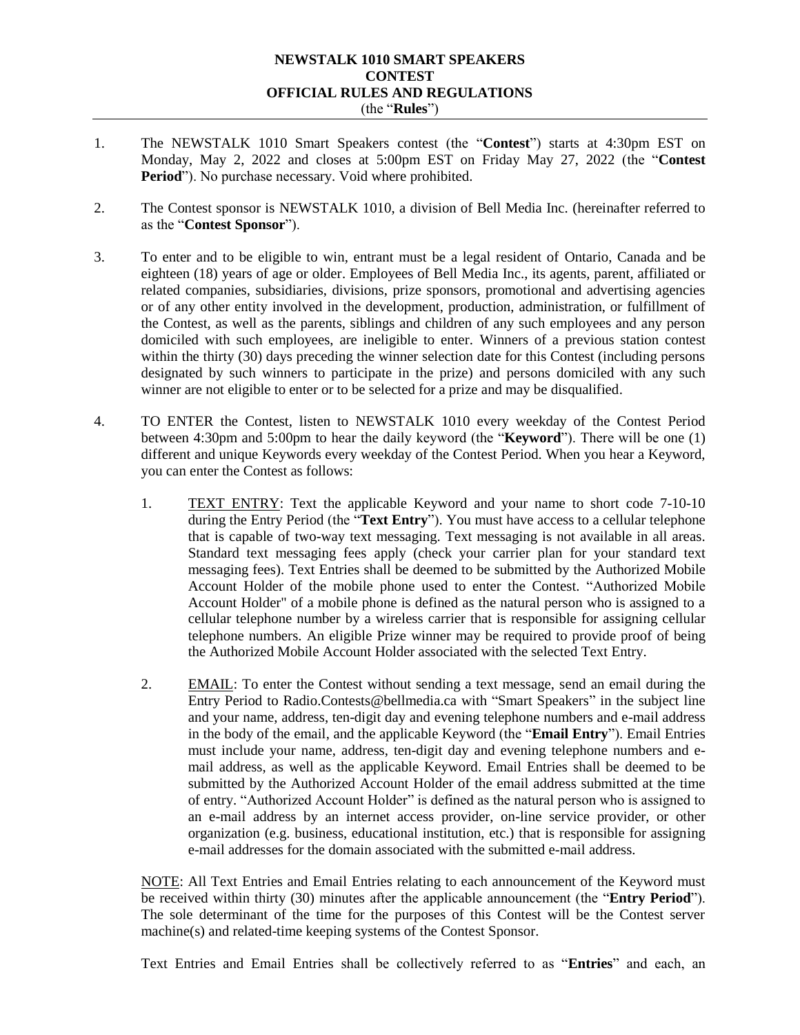# NEWSTALK 1010 SMART SPEAKERS CONTEST OFFICIAL RULES AND REGULATIONS

(the "**Rules**")

1. The NEWSTALK 1010 Smart Speakers contest (the "**Contest**") starts at 4:30pm EST on Monday, May 2, 2022 and closes at 5:00pm EST on Friday May 27, 2022 (the "**Contest Period**"). No purchase necessary. Void where prohibited.

2. The Contest sponsor is NEWSTALK 1010, a division of Bell Media Inc. (hereinafter referred to as the "**Contest Sponsor**").

3. To enter and to be eligible to win, entrant must be a legal resident of Ontario, Canada and be eighteen (18) years of age or older. Employees of Bell Media Inc., its agents, parent, affiliated or related companies, subsidiaries, divisions, prize sponsors, promotional and advertising agencies or of any other entity involved in the development, production, administration, or fulfillment of the Contest, as well as the parents, siblings and children of any such employees and any person domiciled with such employees, are ineligible to enter. Winners of a previous station contest within the thirty (30) days preceding the winner selection date for this Contest (including persons designated by such winners to participate in the prize) and persons domiciled with any such winner are not eligible to enter or to be selected for a prize and may be disqualified.

4. TO ENTER the Contest, listen to NEWSTALK 1010 every weekday of the Contest Period between 4:30pm and 5:00pm to hear the daily keyword (the "**Keyword**"). There will be one (1) different and unique Keywords every weekday of the Contest Period. When you hear a Keyword, you can enter the Contest as follows:

   1. TEXT ENTRY: Text the applicable Keyword and your name to short code 7-10-10 during the Entry Period (the "**Text Entry**"). You must have access to a cellular telephone that is capable of two-way text messaging. Text messaging is not available in all areas. Standard text messaging fees apply (check your carrier plan for your standard text messaging fees). Text Entries shall be deemed to be submitted by the Authorized Mobile Account Holder of the mobile phone used to enter the Contest. "Authorized Mobile Account Holder" of a mobile phone is defined as the natural person who is assigned to a cellular telephone number by a wireless carrier that is responsible for assigning cellular telephone numbers. An eligible Prize winner may be required to provide proof of being the Authorized Mobile Account Holder associated with the selected Text Entry.

   2. EMAIL: To enter the Contest without sending a text message, send an email during the Entry Period to Radio.Contests@bellmedia.ca with "Smart Speakers" in the subject line and your name, address, ten-digit day and evening telephone numbers and e-mail address in the body of the email, and the applicable Keyword (the "**Email Entry**"). Email Entries must include your name, address, ten-digit day and evening telephone numbers and e-mail address, as well as the applicable Keyword. Email Entries shall be deemed to be submitted by the Authorized Account Holder of the email address submitted at the time of entry. "Authorized Account Holder" is defined as the natural person who is assigned to an e-mail address by an internet access provider, on-line service provider, or other organization (e.g. business, educational institution, etc.) that is responsible for assigning e-mail addresses for the domain associated with the submitted e-mail address.

   NOTE: All Text Entries and Email Entries relating to each announcement of the Keyword must be received within thirty (30) minutes after the applicable announcement (the "**Entry Period**"). The sole determinant of the time for the purposes of this Contest will be the Contest server machine(s) and related-time keeping systems of the Contest Sponsor.

   Text Entries and Email Entries shall be collectively referred to as "**Entries**" and each, an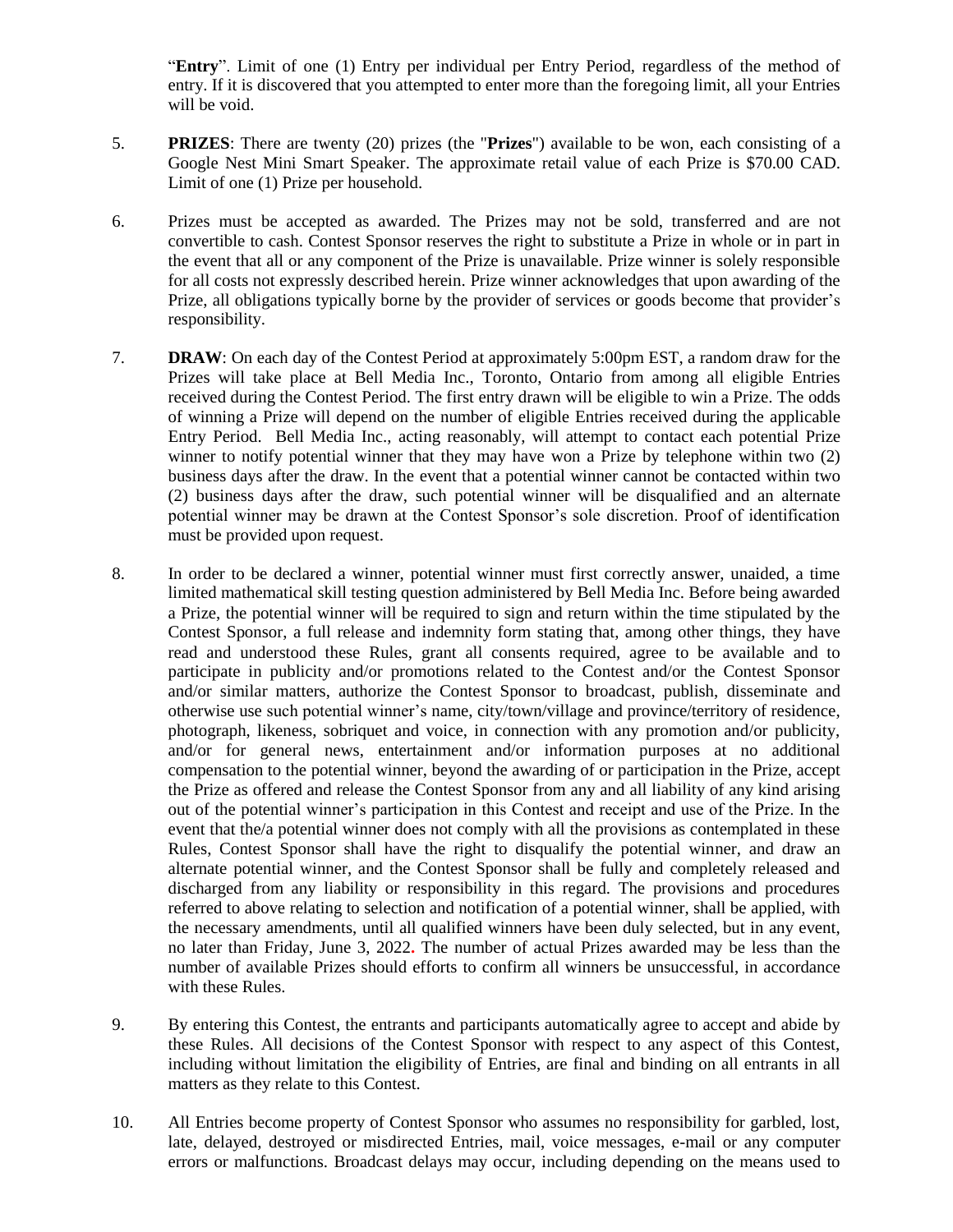"**Entry**". Limit of one (1) Entry per individual per Entry Period, regardless of the method of entry. If it is discovered that you attempted to enter more than the foregoing limit, all your Entries will be void.

5. **PRIZES**: There are twenty (20) prizes (the "**Prizes**") available to be won, each consisting of a Google Nest Mini Smart Speaker. The approximate retail value of each Prize is $70.00 CAD. Limit of one (1) Prize per household.

6. Prizes must be accepted as awarded. The Prizes may not be sold, transferred and are not convertible to cash. Contest Sponsor reserves the right to substitute a Prize in whole or in part in the event that all or any component of the Prize is unavailable. Prize winner is solely responsible for all costs not expressly described herein. Prize winner acknowledges that upon awarding of the Prize, all obligations typically borne by the provider of services or goods become that provider's responsibility.

7. **DRAW**: On each day of the Contest Period at approximately 5:00pm EST, a random draw for the Prizes will take place at Bell Media Inc., Toronto, Ontario from among all eligible Entries received during the Contest Period. The first entry drawn will be eligible to win a Prize. The odds of winning a Prize will depend on the number of eligible Entries received during the applicable Entry Period. Bell Media Inc., acting reasonably, will attempt to contact each potential Prize winner to notify potential winner that they may have won a Prize by telephone within two (2) business days after the draw. In the event that a potential winner cannot be contacted within two (2) business days after the draw, such potential winner will be disqualified and an alternate potential winner may be drawn at the Contest Sponsor's sole discretion. Proof of identification must be provided upon request.

8. In order to be declared a winner, potential winner must first correctly answer, unaided, a time limited mathematical skill testing question administered by Bell Media Inc. Before being awarded a Prize, the potential winner will be required to sign and return within the time stipulated by the Contest Sponsor, a full release and indemnity form stating that, among other things, they have read and understood these Rules, grant all consents required, agree to be available and to participate in publicity and/or promotions related to the Contest and/or the Contest Sponsor and/or similar matters, authorize the Contest Sponsor to broadcast, publish, disseminate and otherwise use such potential winner's name, city/town/village and province/territory of residence, photograph, likeness, sobriquet and voice, in connection with any promotion and/or publicity, and/or for general news, entertainment and/or information purposes at no additional compensation to the potential winner, beyond the awarding of or participation in the Prize, accept the Prize as offered and release the Contest Sponsor from any and all liability of any kind arising out of the potential winner's participation in this Contest and receipt and use of the Prize. In the event that the/a potential winner does not comply with all the provisions as contemplated in these Rules, Contest Sponsor shall have the right to disqualify the potential winner, and draw an alternate potential winner, and the Contest Sponsor shall be fully and completely released and discharged from any liability or responsibility in this regard. The provisions and procedures referred to above relating to selection and notification of a potential winner, shall be applied, with the necessary amendments, until all qualified winners have been duly selected, but in any event, no later than Friday, June 3, 2022. The number of actual Prizes awarded may be less than the number of available Prizes should efforts to confirm all winners be unsuccessful, in accordance with these Rules.

9. By entering this Contest, the entrants and participants automatically agree to accept and abide by these Rules. All decisions of the Contest Sponsor with respect to any aspect of this Contest, including without limitation the eligibility of Entries, are final and binding on all entrants in all matters as they relate to this Contest.

10. All Entries become property of Contest Sponsor who assumes no responsibility for garbled, lost, late, delayed, destroyed or misdirected Entries, mail, voice messages, e-mail or any computer errors or malfunctions. Broadcast delays may occur, including depending on the means used to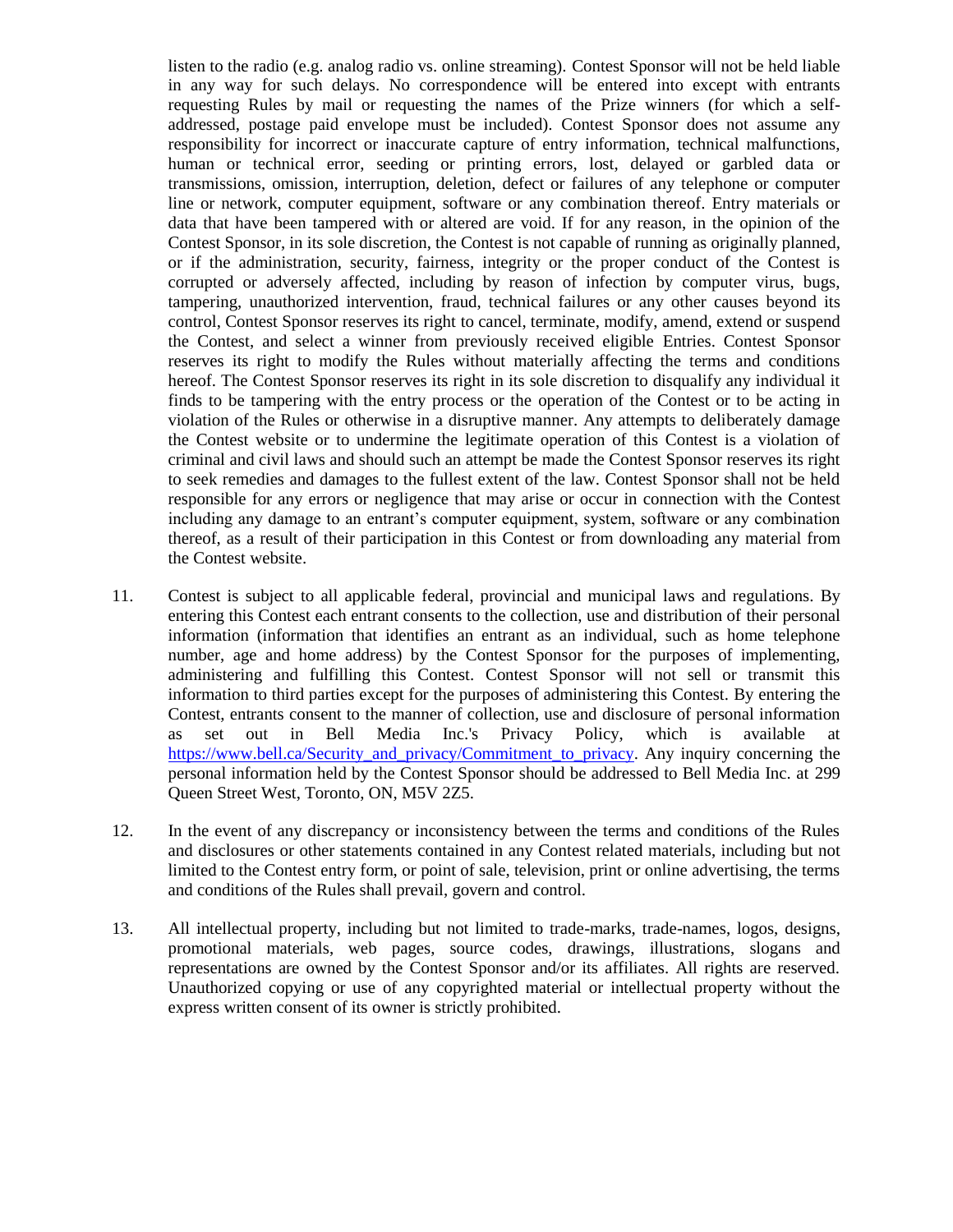listen to the radio (e.g. analog radio vs. online streaming). Contest Sponsor will not be held liable in any way for such delays. No correspondence will be entered into except with entrants requesting Rules by mail or requesting the names of the Prize winners (for which a self-addressed, postage paid envelope must be included). Contest Sponsor does not assume any responsibility for incorrect or inaccurate capture of entry information, technical malfunctions, human or technical error, seeding or printing errors, lost, delayed or garbled data or transmissions, omission, interruption, deletion, defect or failures of any telephone or computer line or network, computer equipment, software or any combination thereof. Entry materials or data that have been tampered with or altered are void. If for any reason, in the opinion of the Contest Sponsor, in its sole discretion, the Contest is not capable of running as originally planned, or if the administration, security, fairness, integrity or the proper conduct of the Contest is corrupted or adversely affected, including by reason of infection by computer virus, bugs, tampering, unauthorized intervention, fraud, technical failures or any other causes beyond its control, Contest Sponsor reserves its right to cancel, terminate, modify, amend, extend or suspend the Contest, and select a winner from previously received eligible Entries. Contest Sponsor reserves its right to modify the Rules without materially affecting the terms and conditions hereof. The Contest Sponsor reserves its right in its sole discretion to disqualify any individual it finds to be tampering with the entry process or the operation of the Contest or to be acting in violation of the Rules or otherwise in a disruptive manner. Any attempts to deliberately damage the Contest website or to undermine the legitimate operation of this Contest is a violation of criminal and civil laws and should such an attempt be made the Contest Sponsor reserves its right to seek remedies and damages to the fullest extent of the law. Contest Sponsor shall not be held responsible for any errors or negligence that may arise or occur in connection with the Contest including any damage to an entrant's computer equipment, system, software or any combination thereof, as a result of their participation in this Contest or from downloading any material from the Contest website.

11. Contest is subject to all applicable federal, provincial and municipal laws and regulations. By entering this Contest each entrant consents to the collection, use and distribution of their personal information (information that identifies an entrant as an individual, such as home telephone number, age and home address) by the Contest Sponsor for the purposes of implementing, administering and fulfilling this Contest. Contest Sponsor will not sell or transmit this information to third parties except for the purposes of administering this Contest. By entering the Contest, entrants consent to the manner of collection, use and disclosure of personal information as set out in Bell Media Inc.'s Privacy Policy, which is available at https://www.bell.ca/Security_and_privacy/Commitment_to_privacy. Any inquiry concerning the personal information held by the Contest Sponsor should be addressed to Bell Media Inc. at 299 Queen Street West, Toronto, ON, M5V 2Z5.

12. In the event of any discrepancy or inconsistency between the terms and conditions of the Rules and disclosures or other statements contained in any Contest related materials, including but not limited to the Contest entry form, or point of sale, television, print or online advertising, the terms and conditions of the Rules shall prevail, govern and control.

13. All intellectual property, including but not limited to trade-marks, trade-names, logos, designs, promotional materials, web pages, source codes, drawings, illustrations, slogans and representations are owned by the Contest Sponsor and/or its affiliates. All rights are reserved. Unauthorized copying or use of any copyrighted material or intellectual property without the express written consent of its owner is strictly prohibited.